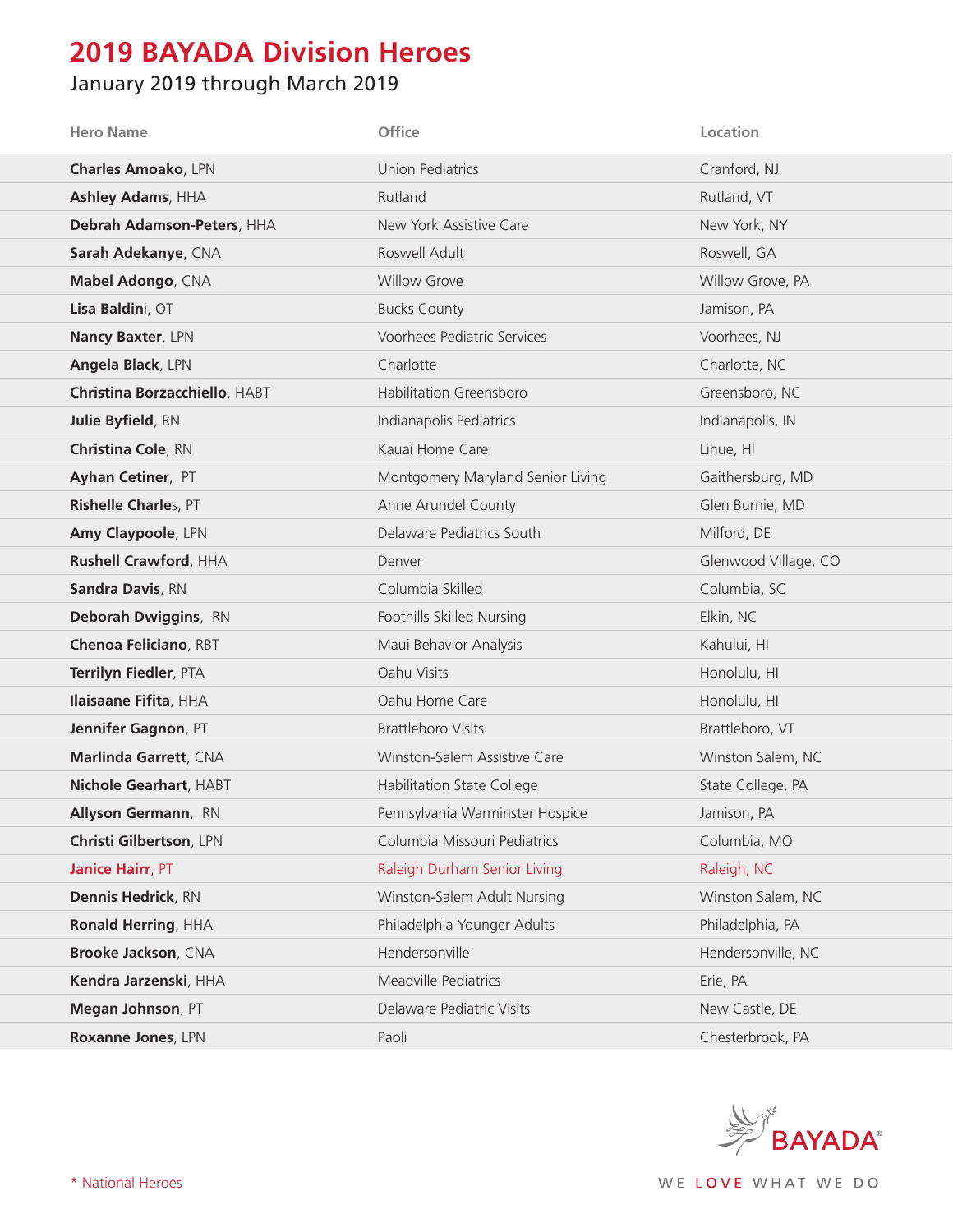# 2019 BAYADA Division Heroes

## January 2019 through March 2019

| Hero Name | Office | Location |
|---|---|---|
| **Charles Amoako**, LPN | Union Pediatrics | Cranford, NJ |
| **Ashley Adams**, HHA | Rutland | Rutland, VT |
| **Debrah Adamson-Peters**, HHA | New York Assistive Care | New York, NY |
| **Sarah Adekanye**, CNA | Roswell Adult | Roswell, GA |
| **Mabel Adongo**, CNA | Willow Grove | Willow Grove, PA |
| **Lisa Baldin**i, OT | Bucks County | Jamison, PA |
| **Nancy Baxter**, LPN | Voorhees Pediatric Services | Voorhees, NJ |
| **Angela Black**, LPN | Charlotte | Charlotte, NC |
| **Christina Borzacchiello**, HABT | Habilitation Greensboro | Greensboro, NC |
| **Julie Byfield**, RN | Indianapolis Pediatrics | Indianapolis, IN |
| **Christina Cole**, RN | Kauai Home Care | Lihue, HI |
| **Ayhan Cetiner**, PT | Montgomery Maryland Senior Living | Gaithersburg, MD |
| **Rishelle Charle**s, PT | Anne Arundel County | Glen Burnie, MD |
| **Amy Claypoole**, LPN | Delaware Pediatrics South | Milford, DE |
| **Rushell Crawford**, HHA | Denver | Glenwood Village, CO |
| **Sandra Davis**, RN | Columbia Skilled | Columbia, SC |
| **Deborah Dwiggins**, RN | Foothills Skilled Nursing | Elkin, NC |
| **Chenoa Feliciano**, RBT | Maui Behavior Analysis | Kahului, HI |
| **Terrilyn Fiedler**, PTA | Oahu Visits | Honolulu, HI |
| **Ilaisaane Fifita**, HHA | Oahu Home Care | Honolulu, HI |
| **Jennifer Gagnon**, PT | Brattleboro Visits | Brattleboro, VT |
| **Marlinda Garrett**, CNA | Winston-Salem Assistive Care | Winston Salem, NC |
| **Nichole Gearhart**, HABT | Habilitation State College | State College, PA |
| **Allyson Germann**, RN | Pennsylvania Warminster Hospice | Jamison, PA |
| **Christi Gilbertson**, LPN | Columbia Missouri Pediatrics | Columbia, MO |
| **Janice Hairr**, PT | Raleigh Durham Senior Living | Raleigh, NC |
| **Dennis Hedrick**, RN | Winston-Salem Adult Nursing | Winston Salem, NC |
| **Ronald Herring**, HHA | Philadelphia Younger Adults | Philadelphia, PA |
| **Brooke Jackson**, CNA | Hendersonville | Hendersonville, NC |
| **Kendra Jarzenski**, HHA | Meadville Pediatrics | Erie, PA |
| **Megan Johnson**, PT | Delaware Pediatric Visits | New Castle, DE |
| **Roxanne Jones**, LPN | Paoli | Chesterbrook, PA |

\* National Heroes

BAYADA®

WE LOVE WHAT WE DO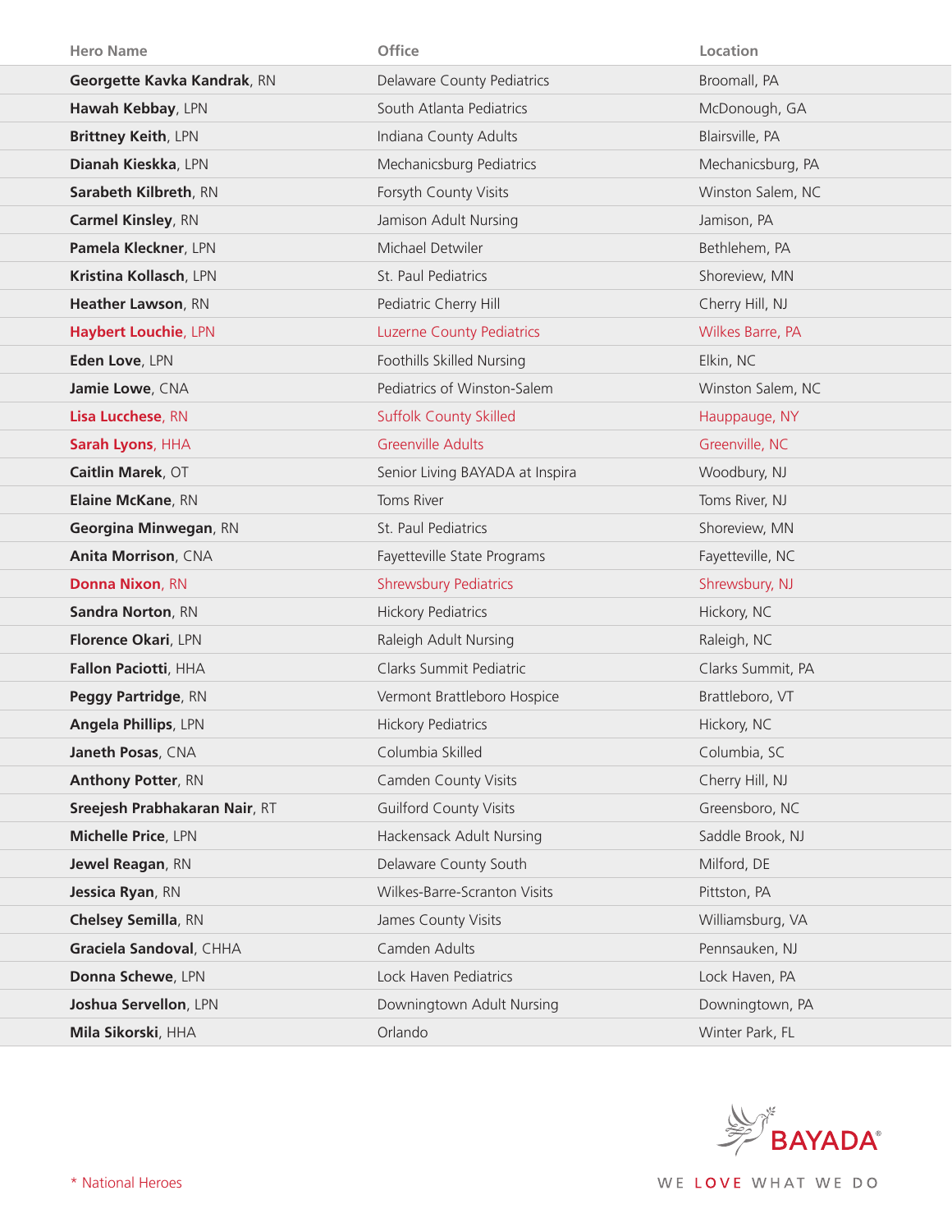| Hero Name | Office | Location |
|---|---|---|
| **Georgette Kavka Kandrak**, RN | Delaware County Pediatrics | Broomall, PA |
| **Hawah Kebbay**, LPN | South Atlanta Pediatrics | McDonough, GA |
| **Brittney Keith**, LPN | Indiana County Adults | Blairsville, PA |
| **Dianah Kieskka**, LPN | Mechanicsburg Pediatrics | Mechanicsburg, PA |
| **Sarabeth Kilbreth**, RN | Forsyth County Visits | Winston Salem, NC |
| **Carmel Kinsley**, RN | Jamison Adult Nursing | Jamison, PA |
| **Pamela Kleckner**, LPN | Michael Detwiler | Bethlehem, PA |
| **Kristina Kollasch**, LPN | St. Paul Pediatrics | Shoreview, MN |
| **Heather Lawson**, RN | Pediatric Cherry Hill | Cherry Hill, NJ |
| **Haybert Louchie**, LPN | Luzerne County Pediatrics | Wilkes Barre, PA |
| **Eden Love**, LPN | Foothills Skilled Nursing | Elkin, NC |
| **Jamie Lowe**, CNA | Pediatrics of Winston-Salem | Winston Salem, NC |
| **Lisa Lucchese**, RN | Suffolk County Skilled | Hauppauge, NY |
| **Sarah Lyons**, HHA | Greenville Adults | Greenville, NC |
| **Caitlin Marek**, OT | Senior Living BAYADA at Inspira | Woodbury, NJ |
| **Elaine McKane**, RN | Toms River | Toms River, NJ |
| **Georgina Minwegan**, RN | St. Paul Pediatrics | Shoreview, MN |
| **Anita Morrison**, CNA | Fayetteville State Programs | Fayetteville, NC |
| **Donna Nixon**, RN | Shrewsbury Pediatrics | Shrewsbury, NJ |
| **Sandra Norton**, RN | Hickory Pediatrics | Hickory, NC |
| **Florence Okari**, LPN | Raleigh Adult Nursing | Raleigh, NC |
| **Fallon Paciotti**, HHA | Clarks Summit Pediatric | Clarks Summit, PA |
| **Peggy Partridge**, RN | Vermont Brattleboro Hospice | Brattleboro, VT |
| **Angela Phillips**, LPN | Hickory Pediatrics | Hickory, NC |
| **Janeth Posas**, CNA | Columbia Skilled | Columbia, SC |
| **Anthony Potter**, RN | Camden County Visits | Cherry Hill, NJ |
| **Sreejesh Prabhakaran Nair**, RT | Guilford County Visits | Greensboro, NC |
| **Michelle Price**, LPN | Hackensack Adult Nursing | Saddle Brook, NJ |
| **Jewel Reagan**, RN | Delaware County South | Milford, DE |
| **Jessica Ryan**, RN | Wilkes-Barre-Scranton Visits | Pittston, PA |
| **Chelsey Semilla**, RN | James County Visits | Williamsburg, VA |
| **Graciela Sandoval**, CHHA | Camden Adults | Pennsauken, NJ |
| **Donna Schewe**, LPN | Lock Haven Pediatrics | Lock Haven, PA |
| **Joshua Servellon**, LPN | Downingtown Adult Nursing | Downingtown, PA |
| **Mila Sikorski**, HHA | Orlando | Winter Park, FL |

* National Heroes

BAYADA®

WE LOVE WHAT WE DO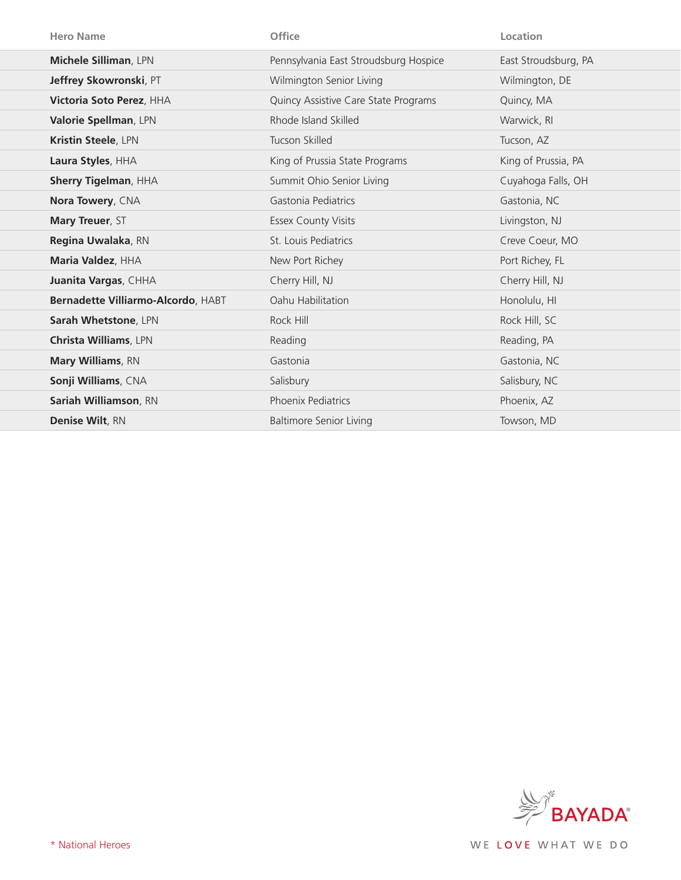| Hero Name | Office | Location |
|---|---|---|
| **Michele Silliman**, LPN | Pennsylvania East Stroudsburg Hospice | East Stroudsburg, PA |
| **Jeffrey Skowronski**, PT | Wilmington Senior Living | Wilmington, DE |
| **Victoria Soto Perez**, HHA | Quincy Assistive Care State Programs | Quincy, MA |
| **Valorie Spellman**, LPN | Rhode Island Skilled | Warwick, RI |
| **Kristin Steele**, LPN | Tucson Skilled | Tucson, AZ |
| **Laura Styles**, HHA | King of Prussia State Programs | King of Prussia, PA |
| **Sherry Tigelman**, HHA | Summit Ohio Senior Living | Cuyahoga Falls, OH |
| **Nora Towery**, CNA | Gastonia Pediatrics | Gastonia, NC |
| **Mary Treuer**, ST | Essex County Visits | Livingston, NJ |
| **Regina Uwalaka**, RN | St. Louis Pediatrics | Creve Coeur, MO |
| **Maria Valdez**, HHA | New Port Richey | Port Richey, FL |
| **Juanita Vargas**, CHHA | Cherry Hill, NJ | Cherry Hill, NJ |
| **Bernadette Villiarmo-Alcordo**, HABT | Oahu Habilitation | Honolulu, HI |
| **Sarah Whetstone**, LPN | Rock Hill | Rock Hill, SC |
| **Christa Williams**, LPN | Reading | Reading, PA |
| **Mary Williams**, RN | Gastonia | Gastonia, NC |
| **Sonji Williams**, CNA | Salisbury | Salisbury, NC |
| **Sariah Williamson**, RN | Phoenix Pediatrics | Phoenix, AZ |
| **Denise Wilt**, RN | Baltimore Senior Living | Towson, MD |

* National Heroes

BAYADA®

WE LOVE WHAT WE DO